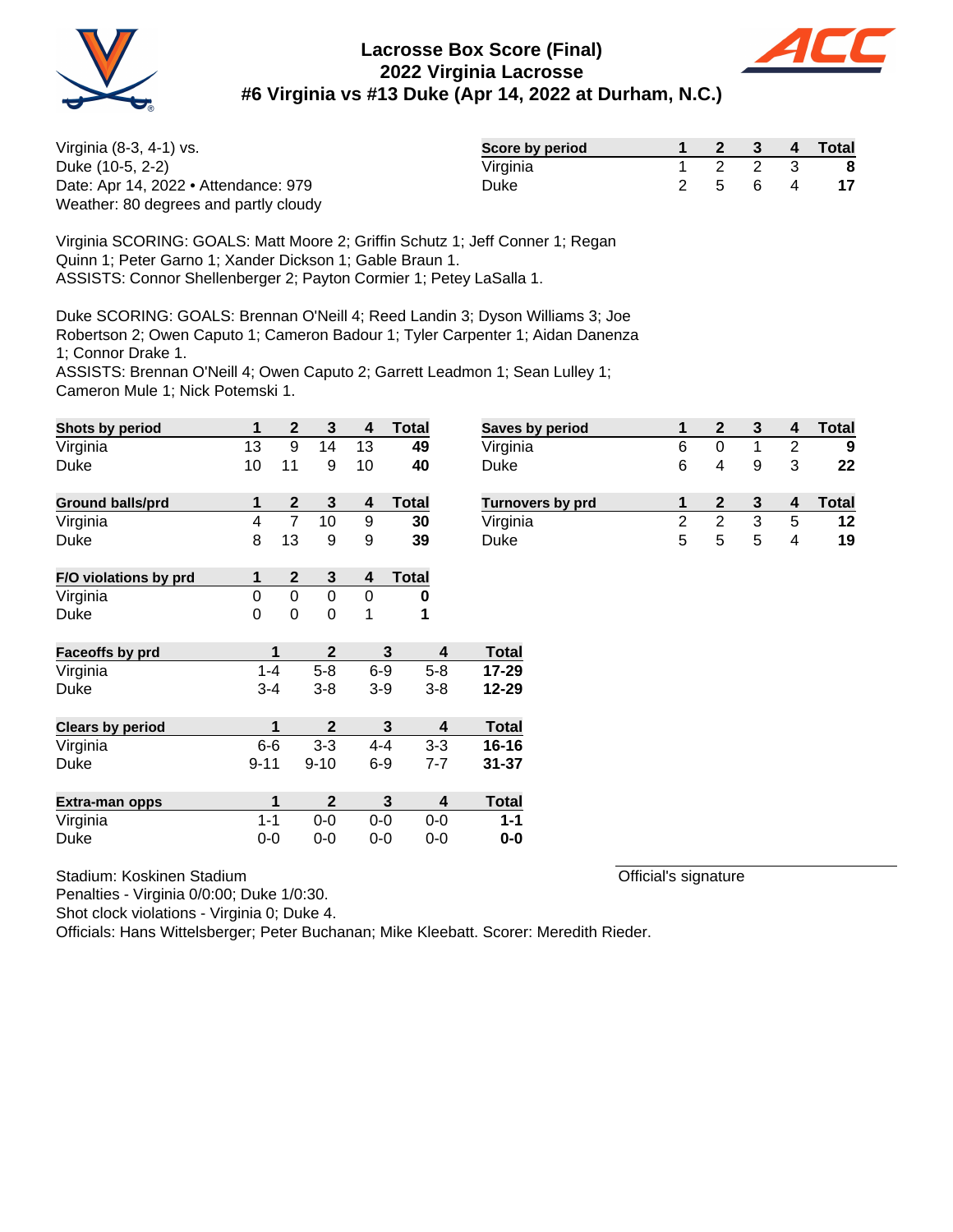# Lacrosse Box Score (Final)
## 2022 Virginia Lacrosse
## #6 Virginia vs #13 Duke (Apr 14, 2022 at Durham, N.C.)

Virginia (8-3, 4-1) vs.
Duke (10-5, 2-2)
Date: Apr 14, 2022 • Attendance: 979
Weather: 80 degrees and partly cloudy

| Score by period | 1 | 2 | 3 | 4 | Total |
|---|---|---|---|---|---|
| Virginia | 1 | 2 | 2 | 3 | **8** |
| Duke | 2 | 5 | 6 | 4 | **17** |

Virginia SCORING: GOALS: Matt Moore 2; Griffin Schutz 1; Jeff Conner 1; Regan Quinn 1; Peter Garno 1; Xander Dickson 1; Gable Braun 1.
ASSISTS: Connor Shellenberger 2; Payton Cormier 1; Petey LaSalla 1.

Duke SCORING: GOALS: Brennan O'Neill 4; Reed Landin 3; Dyson Williams 3; Joe Robertson 2; Owen Caputo 1; Cameron Badour 1; Tyler Carpenter 1; Aidan Danenza 1; Connor Drake 1.
ASSISTS: Brennan O'Neill 4; Owen Caputo 2; Garrett Leadmon 1; Sean Lulley 1; Cameron Mule 1; Nick Potemski 1.

| Shots by period | 1 | 2 | 3 | 4 | Total |
|---|---|---|---|---|---|
| Virginia | 13 | 9 | 14 | 13 | **49** |
| Duke | 10 | 11 | 9 | 10 | **40** |

| Saves by period | 1 | 2 | 3 | 4 | Total |
|---|---|---|---|---|---|
| Virginia | 6 | 0 | 1 | 2 | **9** |
| Duke | 6 | 4 | 9 | 3 | **22** |

| Ground balls/prd | 1 | 2 | 3 | 4 | Total |
|---|---|---|---|---|---|
| Virginia | 4 | 7 | 10 | 9 | **30** |
| Duke | 8 | 13 | 9 | 9 | **39** |

| Turnovers by prd | 1 | 2 | 3 | 4 | Total |
|---|---|---|---|---|---|
| Virginia | 2 | 2 | 3 | 5 | **12** |
| Duke | 5 | 5 | 5 | 4 | **19** |

| F/O violations by prd | 1 | 2 | 3 | 4 | Total |
|---|---|---|---|---|---|
| Virginia | 0 | 0 | 0 | 0 | **0** |
| Duke | 0 | 0 | 0 | 1 | **1** |

| Faceoffs by prd | 1 | 2 | 3 | 4 | Total |
|---|---|---|---|---|---|
| Virginia | 1-4 | 5-8 | 6-9 | 5-8 | **17-29** |
| Duke | 3-4 | 3-8 | 3-9 | 3-8 | **12-29** |

| Clears by period | 1 | 2 | 3 | 4 | Total |
|---|---|---|---|---|---|
| Virginia | 6-6 | 3-3 | 4-4 | 3-3 | **16-16** |
| Duke | 9-11 | 9-10 | 6-9 | 7-7 | **31-37** |

| Extra-man opps | 1 | 2 | 3 | 4 | Total |
|---|---|---|---|---|---|
| Virginia | 1-1 | 0-0 | 0-0 | 0-0 | **1-1** |
| Duke | 0-0 | 0-0 | 0-0 | 0-0 | **0-0** |

Stadium: Koskinen Stadium
Penalties - Virginia 0/0:00; Duke 1/0:30.
Shot clock violations - Virginia 0; Duke 4.
Officials: Hans Wittelsberger; Peter Buchanan; Mike Kleebatt. Scorer: Meredith Rieder.

Official's signature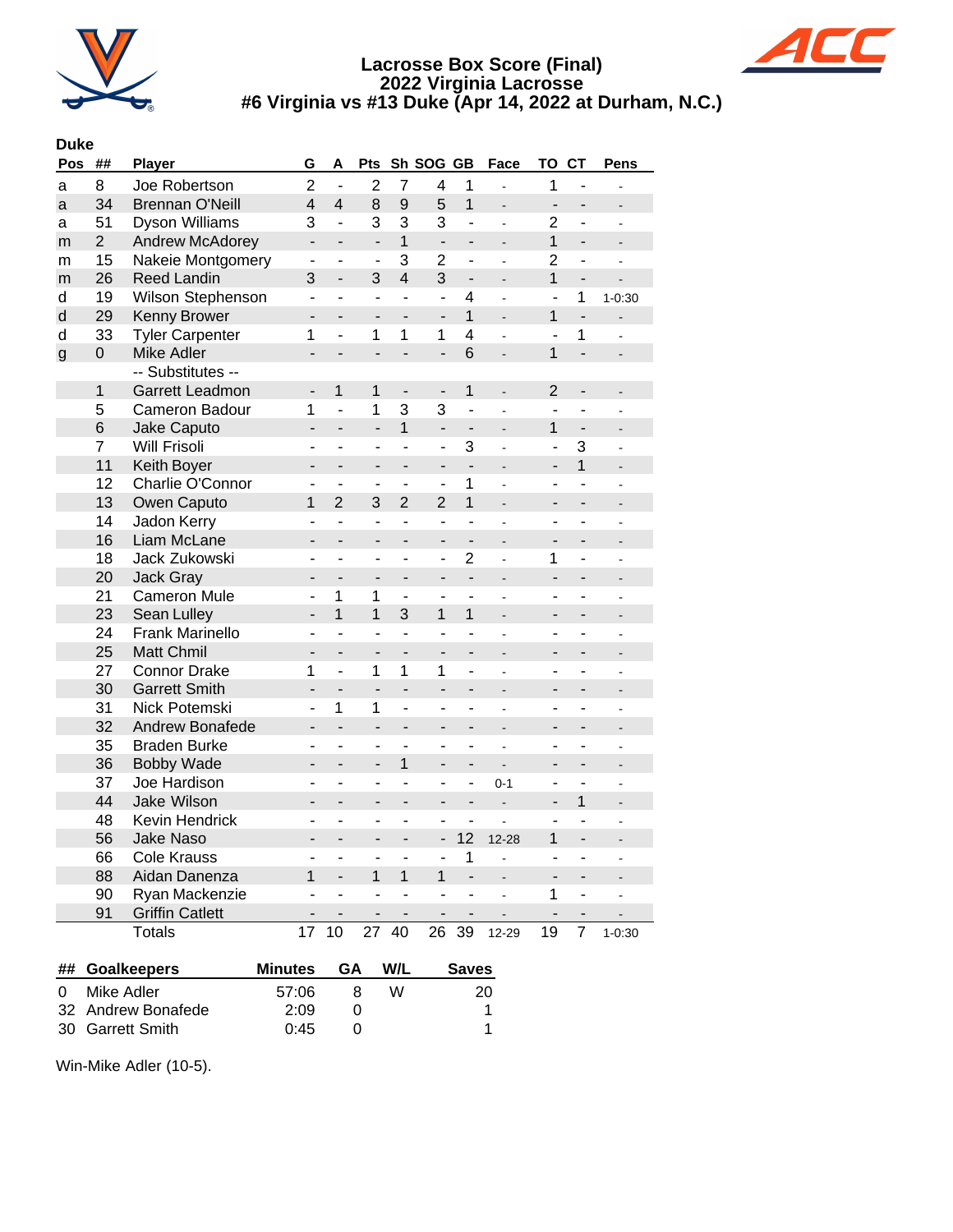# Lacrosse Box Score (Final)
## 2022 Virginia Lacrosse
## #6 Virginia vs #13 Duke (Apr 14, 2022 at Durham, N.C.)

**Duke**

| Pos | ## | Player | G | A | Pts | Sh | SOG | GB | Face | TO | CT | Pens |
|---|---|---|---|---|---|---|---|---|---|---|---|---|
| a | 8 | Joe Robertson | 2 | - | 2 | 7 | 4 | 1 | - | 1 | - | - |
| a | 34 | Brennan O'Neill | 4 | 4 | 8 | 9 | 5 | 1 | - | - | - | - |
| a | 51 | Dyson Williams | 3 | - | 3 | 3 | 3 | - | - | 2 | - | - |
| m | 2 | Andrew McAdorey | - | - | - | 1 | - | - | - | 1 | - | - |
| m | 15 | Nakeie Montgomery | - | - | - | 3 | 2 | - | - | 2 | - | - |
| m | 26 | Reed Landin | 3 | - | 3 | 4 | 3 | - | - | 1 | - | - |
| d | 19 | Wilson Stephenson | - | - | - | - | - | 4 | - | - | 1 | 1-0:30 |
| d | 29 | Kenny Brower | - | - | - | - | - | 1 | - | 1 | - | - |
| d | 33 | Tyler Carpenter | 1 | - | 1 | 1 | 1 | 4 | - | - | 1 | - |
| g | 0 | Mike Adler | - | - | - | - | - | 6 | - | 1 | - | - |
| | | -- Substitutes -- | | | | | | | | | | |
| | 1 | Garrett Leadmon | - | 1 | 1 | - | - | 1 | - | 2 | - | - |
| | 5 | Cameron Badour | 1 | - | 1 | 3 | 3 | - | - | - | - | - |
| | 6 | Jake Caputo | - | - | - | 1 | - | - | - | 1 | - | - |
| | 7 | Will Frisoli | - | - | - | - | - | 3 | - | - | 3 | - |
| | 11 | Keith Boyer | - | - | - | - | - | - | - | - | 1 | - |
| | 12 | Charlie O'Connor | - | - | - | - | - | 1 | - | - | - | - |
| | 13 | Owen Caputo | 1 | 2 | 3 | 2 | 2 | 1 | - | - | - | - |
| | 14 | Jadon Kerry | - | - | - | - | - | - | - | - | - | - |
| | 16 | Liam McLane | - | - | - | - | - | - | - | - | - | - |
| | 18 | Jack Zukowski | - | - | - | - | - | 2 | - | 1 | - | - |
| | 20 | Jack Gray | - | - | - | - | - | - | - | - | - | - |
| | 21 | Cameron Mule | - | 1 | 1 | - | - | - | - | - | - | - |
| | 23 | Sean Lulley | - | 1 | 1 | 3 | 1 | 1 | - | - | - | - |
| | 24 | Frank Marinello | - | - | - | - | - | - | - | - | - | - |
| | 25 | Matt Chmil | - | - | - | - | - | - | - | - | - | - |
| | 27 | Connor Drake | 1 | - | 1 | 1 | 1 | - | - | - | - | - |
| | 30 | Garrett Smith | - | - | - | - | - | - | - | - | - | - |
| | 31 | Nick Potemski | - | 1 | 1 | - | - | - | - | - | - | - |
| | 32 | Andrew Bonafede | - | - | - | - | - | - | - | - | - | - |
| | 35 | Braden Burke | - | - | - | - | - | - | - | - | - | - |
| | 36 | Bobby Wade | - | - | - | 1 | - | - | - | - | - | - |
| | 37 | Joe Hardison | - | - | - | - | - | - | 0-1 | - | - | - |
| | 44 | Jake Wilson | - | - | - | - | - | - | - | - | 1 | - |
| | 48 | Kevin Hendrick | - | - | - | - | - | - | - | - | - | - |
| | 56 | Jake Naso | - | - | - | - | - | 12 | 12-28 | 1 | - | - |
| | 66 | Cole Krauss | - | - | - | - | - | 1 | - | - | - | - |
| | 88 | Aidan Danenza | 1 | - | 1 | 1 | 1 | - | - | - | - | - |
| | 90 | Ryan Mackenzie | - | - | - | - | - | - | - | 1 | - | - |
| | 91 | Griffin Catlett | - | - | - | - | - | - | - | - | - | - |
| | | Totals | 17 | 10 | 27 | 40 | 26 | 39 | 12-29 | 19 | 7 | 1-0:30 |

| ## | Goalkeepers | Minutes | GA | W/L | Saves |
|---|---|---|---|---|---|
| 0 | Mike Adler | 57:06 | 8 | W | 20 |
| 32 | Andrew Bonafede | 2:09 | 0 | | 1 |
| 30 | Garrett Smith | 0:45 | 0 | | 1 |

Win-Mike Adler (10-5).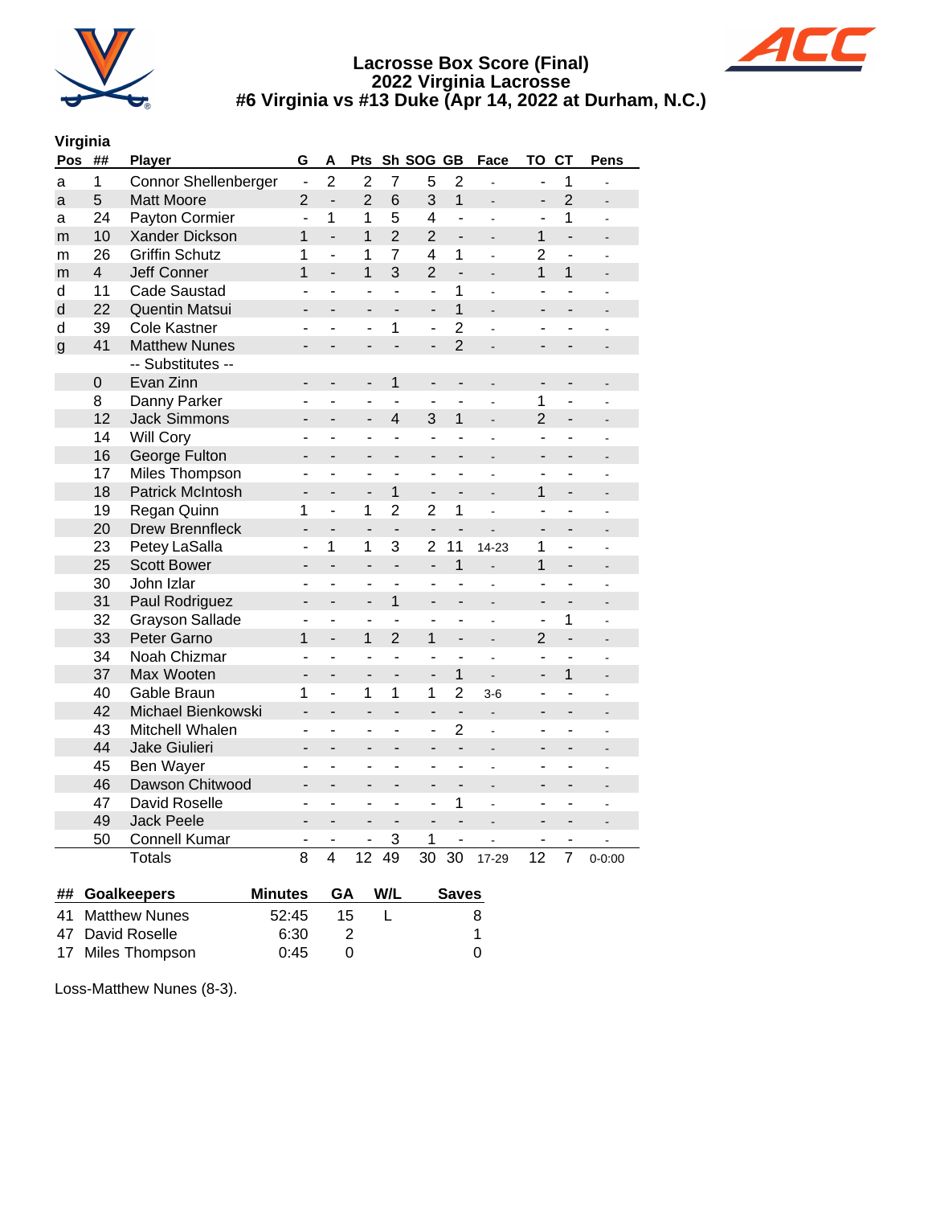# Lacrosse Box Score (Final)
## 2022 Virginia Lacrosse
## #6 Virginia vs #13 Duke (Apr 14, 2022 at Durham, N.C.)

### Virginia

| Pos | ## | Player | G | A | Pts | Sh | SOG | GB | Face | TO | CT | Pens |
|---|---|---|---|---|---|---|---|---|---|---|---|---|
| a | 1 | Connor Shellenberger | - | 2 | 2 | 7 | 5 | 2 | - | - | 1 | - |
| a | 5 | Matt Moore | 2 | - | 2 | 6 | 3 | 1 | - | - | 2 | - |
| a | 24 | Payton Cormier | - | 1 | 1 | 5 | 4 | - | - | - | 1 | - |
| m | 10 | Xander Dickson | 1 | - | 1 | 2 | 2 | - | - | 1 | - | - |
| m | 26 | Griffin Schutz | 1 | - | 1 | 7 | 4 | 1 | - | 2 | - | - |
| m | 4 | Jeff Conner | 1 | - | 1 | 3 | 2 | - | - | 1 | 1 | - |
| d | 11 | Cade Saustad | - | - | - | - | - | 1 | - | - | - | - |
| d | 22 | Quentin Matsui | - | - | - | - | - | 1 | - | - | - | - |
| d | 39 | Cole Kastner | - | - | - | 1 | - | 2 | - | - | - | - |
| g | 41 | Matthew Nunes | - | - | - | - | - | 2 | - | - | - | - |
| | | -- Substitutes -- | | | | | | | | | | |
| | 0 | Evan Zinn | - | - | - | 1 | - | - | - | - | - | - |
| | 8 | Danny Parker | - | - | - | - | - | - | - | 1 | - | - |
| | 12 | Jack Simmons | - | - | - | 4 | 3 | 1 | - | 2 | - | - |
| | 14 | Will Cory | - | - | - | - | - | - | - | - | - | - |
| | 16 | George Fulton | - | - | - | - | - | - | - | - | - | - |
| | 17 | Miles Thompson | - | - | - | - | - | - | - | - | - | - |
| | 18 | Patrick McIntosh | - | - | - | 1 | - | - | - | 1 | - | - |
| | 19 | Regan Quinn | 1 | - | 1 | 2 | 2 | 1 | - | - | - | - |
| | 20 | Drew Brennfleck | - | - | - | - | - | - | - | - | - | - |
| | 23 | Petey LaSalla | - | 1 | 1 | 3 | 2 | 11 | 14-23 | 1 | - | - |
| | 25 | Scott Bower | - | - | - | - | - | 1 | - | 1 | - | - |
| | 30 | John Izlar | - | - | - | - | - | - | - | - | - | - |
| | 31 | Paul Rodriguez | - | - | - | 1 | - | - | - | - | - | - |
| | 32 | Grayson Sallade | - | - | - | - | - | - | - | - | 1 | - |
| | 33 | Peter Garno | 1 | - | 1 | 2 | 1 | - | - | 2 | - | - |
| | 34 | Noah Chizmar | - | - | - | - | - | - | - | - | - | - |
| | 37 | Max Wooten | - | - | - | - | - | 1 | - | - | 1 | - |
| | 40 | Gable Braun | 1 | - | 1 | 1 | 1 | 2 | 3-6 | - | - | - |
| | 42 | Michael Bienkowski | - | - | - | - | - | - | - | - | - | - |
| | 43 | Mitchell Whalen | - | - | - | - | - | 2 | - | - | - | - |
| | 44 | Jake Giulieri | - | - | - | - | - | - | - | - | - | - |
| | 45 | Ben Wayer | - | - | - | - | - | - | - | - | - | - |
| | 46 | Dawson Chitwood | - | - | - | - | - | - | - | - | - | - |
| | 47 | David Roselle | - | - | - | - | - | 1 | - | - | - | - |
| | 49 | Jack Peele | - | - | - | - | - | - | - | - | - | - |
| | 50 | Connell Kumar | - | - | - | 3 | 1 | - | - | - | - | - |
| | | Totals | 8 | 4 | 12 | 49 | 30 | 30 | 17-29 | 12 | 7 | 0-0:00 |

| ## | Goalkeepers | Minutes | GA | W/L | Saves |
|---|---|---|---|---|---|
| 41 | Matthew Nunes | 52:45 | 15 | L | 8 |
| 47 | David Roselle | 6:30 | 2 | | 1 |
| 17 | Miles Thompson | 0:45 | 0 | | 0 |

Loss-Matthew Nunes (8-3).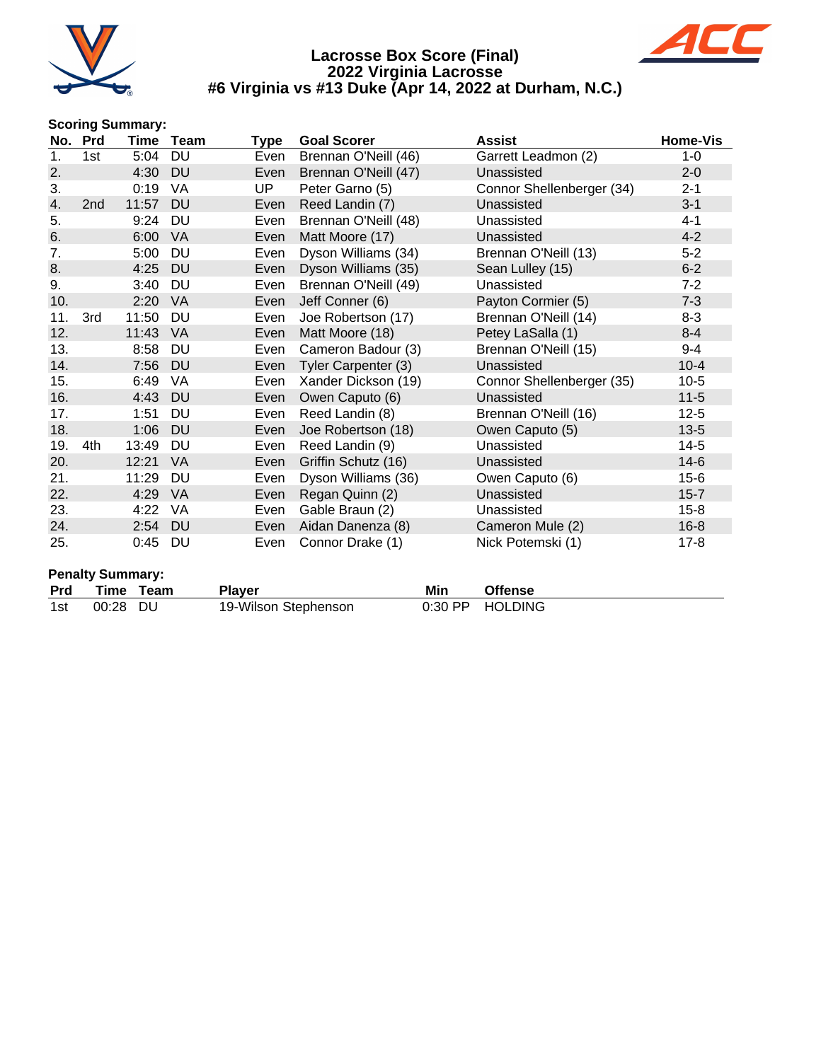# Lacrosse Box Score (Final)
## 2022 Virginia Lacrosse
## #6 Virginia vs #13 Duke (Apr 14, 2022 at Durham, N.C.)

**Scoring Summary:**

| No. | Prd | Time | Team | Type | Goal Scorer | Assist | Home-Vis |
|---|---|---|---|---|---|---|---|
| 1. | 1st | 5:04 | DU | Even | Brennan O'Neill (46) | Garrett Leadmon (2) | 1-0 |
| 2. | | 4:30 | DU | Even | Brennan O'Neill (47) | Unassisted | 2-0 |
| 3. | | 0:19 | VA | UP | Peter Garno (5) | Connor Shellenberger (34) | 2-1 |
| 4. | 2nd | 11:57 | DU | Even | Reed Landin (7) | Unassisted | 3-1 |
| 5. | | 9:24 | DU | Even | Brennan O'Neill (48) | Unassisted | 4-1 |
| 6. | | 6:00 | VA | Even | Matt Moore (17) | Unassisted | 4-2 |
| 7. | | 5:00 | DU | Even | Dyson Williams (34) | Brennan O'Neill (13) | 5-2 |
| 8. | | 4:25 | DU | Even | Dyson Williams (35) | Sean Lulley (15) | 6-2 |
| 9. | | 3:40 | DU | Even | Brennan O'Neill (49) | Unassisted | 7-2 |
| 10. | | 2:20 | VA | Even | Jeff Conner (6) | Payton Cormier (5) | 7-3 |
| 11. | 3rd | 11:50 | DU | Even | Joe Robertson (17) | Brennan O'Neill (14) | 8-3 |
| 12. | | 11:43 | VA | Even | Matt Moore (18) | Petey LaSalla (1) | 8-4 |
| 13. | | 8:58 | DU | Even | Cameron Badour (3) | Brennan O'Neill (15) | 9-4 |
| 14. | | 7:56 | DU | Even | Tyler Carpenter (3) | Unassisted | 10-4 |
| 15. | | 6:49 | VA | Even | Xander Dickson (19) | Connor Shellenberger (35) | 10-5 |
| 16. | | 4:43 | DU | Even | Owen Caputo (6) | Unassisted | 11-5 |
| 17. | | 1:51 | DU | Even | Reed Landin (8) | Brennan O'Neill (16) | 12-5 |
| 18. | | 1:06 | DU | Even | Joe Robertson (18) | Owen Caputo (5) | 13-5 |
| 19. | 4th | 13:49 | DU | Even | Reed Landin (9) | Unassisted | 14-5 |
| 20. | | 12:21 | VA | Even | Griffin Schutz (16) | Unassisted | 14-6 |
| 21. | | 11:29 | DU | Even | Dyson Williams (36) | Owen Caputo (6) | 15-6 |
| 22. | | 4:29 | VA | Even | Regan Quinn (2) | Unassisted | 15-7 |
| 23. | | 4:22 | VA | Even | Gable Braun (2) | Unassisted | 15-8 |
| 24. | | 2:54 | DU | Even | Aidan Danenza (8) | Cameron Mule (2) | 16-8 |
| 25. | | 0:45 | DU | Even | Connor Drake (1) | Nick Potemski (1) | 17-8 |

**Penalty Summary:**

| Prd | Time | Team | Player | Min | Offense |
|---|---|---|---|---|---|
| 1st | 00:28 | DU | 19-Wilson Stephenson | 0:30 PP | HOLDING |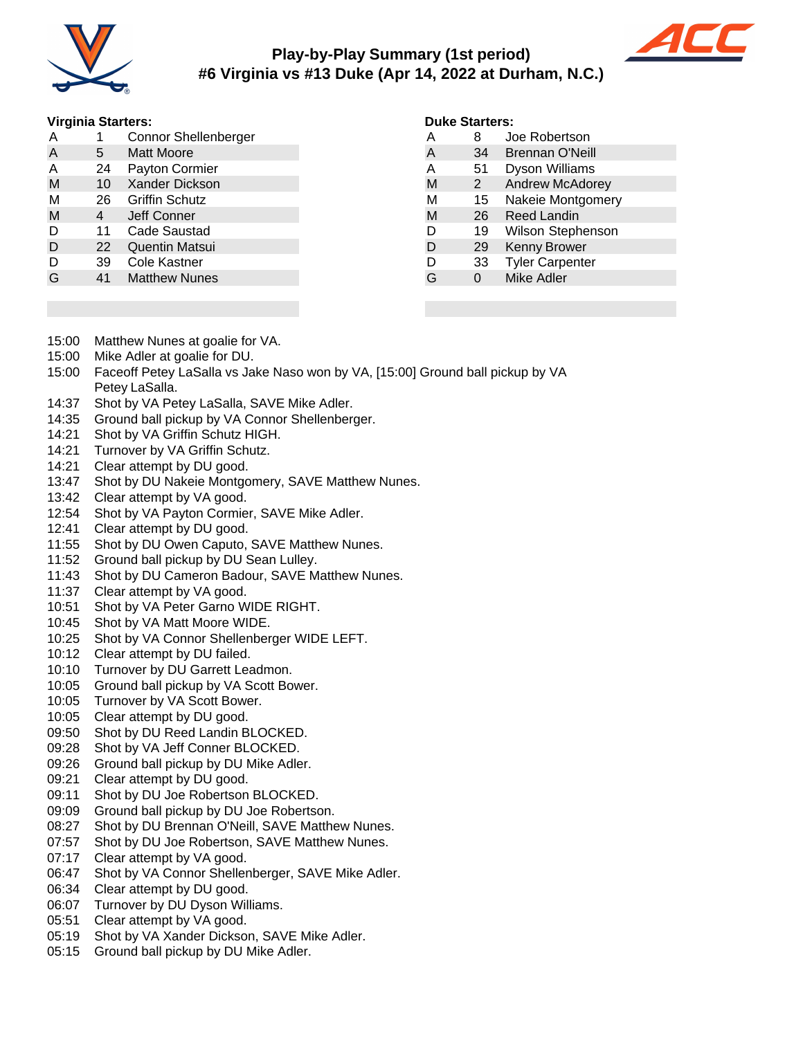# Play-by-Play Summary (1st period)

## #6 Virginia vs #13 Duke (Apr 14, 2022 at Durham, N.C.)

**Virginia Starters:**

| Pos | # | Name |
|---|---|---|
| A | 1 | Connor Shellenberger |
| A | 5 | Matt Moore |
| A | 24 | Payton Cormier |
| M | 10 | Xander Dickson |
| M | 26 | Griffin Schutz |
| M | 4 | Jeff Conner |
| D | 11 | Cade Saustad |
| D | 22 | Quentin Matsui |
| D | 39 | Cole Kastner |
| G | 41 | Matthew Nunes |

**Duke Starters:**

| Pos | # | Name |
|---|---|---|
| A | 8 | Joe Robertson |
| A | 34 | Brennan O'Neill |
| A | 51 | Dyson Williams |
| M | 2 | Andrew McAdorey |
| M | 15 | Nakeie Montgomery |
| M | 26 | Reed Landin |
| D | 19 | Wilson Stephenson |
| D | 29 | Kenny Brower |
| D | 33 | Tyler Carpenter |
| G | 0 | Mike Adler |

- 15:00 Matthew Nunes at goalie for VA.
- 15:00 Mike Adler at goalie for DU.
- 15:00 Faceoff Petey LaSalla vs Jake Naso won by VA, [15:00] Ground ball pickup by VA Petey LaSalla.
- 14:37 Shot by VA Petey LaSalla, SAVE Mike Adler.
- 14:35 Ground ball pickup by VA Connor Shellenberger.
- 14:21 Shot by VA Griffin Schutz HIGH.
- 14:21 Turnover by VA Griffin Schutz.
- 14:21 Clear attempt by DU good.
- 13:47 Shot by DU Nakeie Montgomery, SAVE Matthew Nunes.
- 13:42 Clear attempt by VA good.
- 12:54 Shot by VA Payton Cormier, SAVE Mike Adler.
- 12:41 Clear attempt by DU good.
- 11:55 Shot by DU Owen Caputo, SAVE Matthew Nunes.
- 11:52 Ground ball pickup by DU Sean Lulley.
- 11:43 Shot by DU Cameron Badour, SAVE Matthew Nunes.
- 11:37 Clear attempt by VA good.
- 10:51 Shot by VA Peter Garno WIDE RIGHT.
- 10:45 Shot by VA Matt Moore WIDE.
- 10:25 Shot by VA Connor Shellenberger WIDE LEFT.
- 10:12 Clear attempt by DU failed.
- 10:10 Turnover by DU Garrett Leadmon.
- 10:05 Ground ball pickup by VA Scott Bower.
- 10:05 Turnover by VA Scott Bower.
- 10:05 Clear attempt by DU good.
- 09:50 Shot by DU Reed Landin BLOCKED.
- 09:28 Shot by VA Jeff Conner BLOCKED.
- 09:26 Ground ball pickup by DU Mike Adler.
- 09:21 Clear attempt by DU good.
- 09:11 Shot by DU Joe Robertson BLOCKED.
- 09:09 Ground ball pickup by DU Joe Robertson.
- 08:27 Shot by DU Brennan O'Neill, SAVE Matthew Nunes.
- 07:57 Shot by DU Joe Robertson, SAVE Matthew Nunes.
- 07:17 Clear attempt by VA good.
- 06:47 Shot by VA Connor Shellenberger, SAVE Mike Adler.
- 06:34 Clear attempt by DU good.
- 06:07 Turnover by DU Dyson Williams.
- 05:51 Clear attempt by VA good.
- 05:19 Shot by VA Xander Dickson, SAVE Mike Adler.
- 05:15 Ground ball pickup by DU Mike Adler.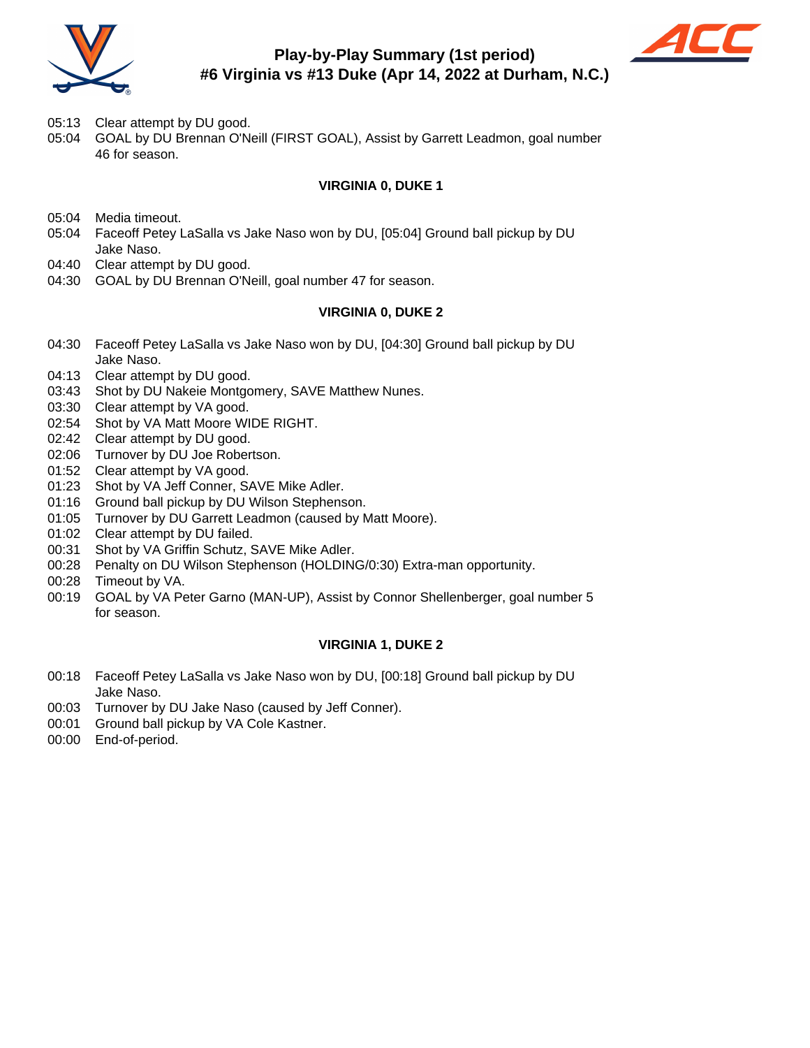# Play-by-Play Summary (1st period)
## #6 Virginia vs #13 Duke (Apr 14, 2022 at Durham, N.C.)

05:13 Clear attempt by DU good.
05:04 GOAL by DU Brennan O'Neill (FIRST GOAL), Assist by Garrett Leadmon, goal number 46 for season.

**VIRGINIA 0, DUKE 1**

05:04 Media timeout.
05:04 Faceoff Petey LaSalla vs Jake Naso won by DU, [05:04] Ground ball pickup by DU Jake Naso.
04:40 Clear attempt by DU good.
04:30 GOAL by DU Brennan O'Neill, goal number 47 for season.

**VIRGINIA 0, DUKE 2**

04:30 Faceoff Petey LaSalla vs Jake Naso won by DU, [04:30] Ground ball pickup by DU Jake Naso.
04:13 Clear attempt by DU good.
03:43 Shot by DU Nakeie Montgomery, SAVE Matthew Nunes.
03:30 Clear attempt by VA good.
02:54 Shot by VA Matt Moore WIDE RIGHT.
02:42 Clear attempt by DU good.
02:06 Turnover by DU Joe Robertson.
01:52 Clear attempt by VA good.
01:23 Shot by VA Jeff Conner, SAVE Mike Adler.
01:16 Ground ball pickup by DU Wilson Stephenson.
01:05 Turnover by DU Garrett Leadmon (caused by Matt Moore).
01:02 Clear attempt by DU failed.
00:31 Shot by VA Griffin Schutz, SAVE Mike Adler.
00:28 Penalty on DU Wilson Stephenson (HOLDING/0:30) Extra-man opportunity.
00:28 Timeout by VA.
00:19 GOAL by VA Peter Garno (MAN-UP), Assist by Connor Shellenberger, goal number 5 for season.

**VIRGINIA 1, DUKE 2**

00:18 Faceoff Petey LaSalla vs Jake Naso won by DU, [00:18] Ground ball pickup by DU Jake Naso.
00:03 Turnover by DU Jake Naso (caused by Jeff Conner).
00:01 Ground ball pickup by VA Cole Kastner.
00:00 End-of-period.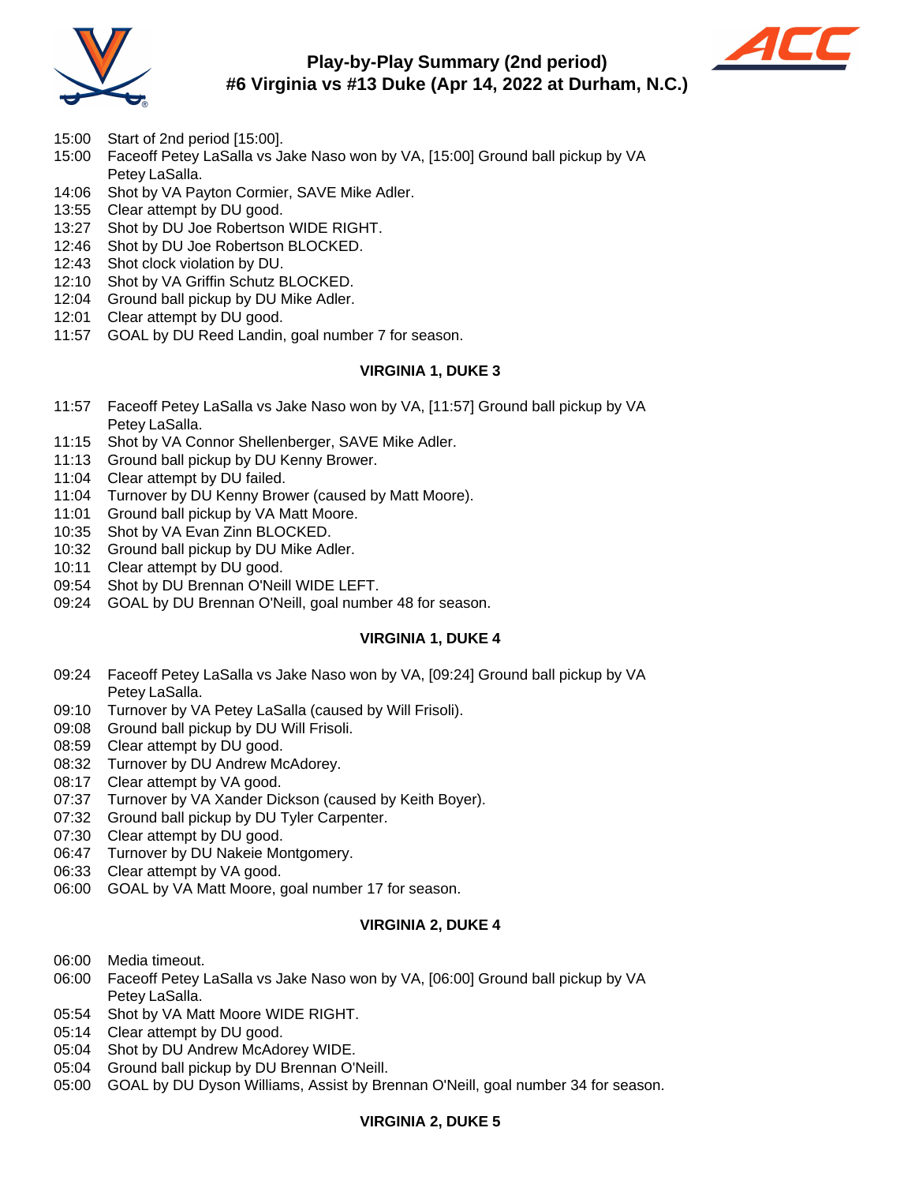# Play-by-Play Summary (2nd period)
## #6 Virginia vs #13 Duke (Apr 14, 2022 at Durham, N.C.)

- 15:00 Start of 2nd period [15:00].
- 15:00 Faceoff Petey LaSalla vs Jake Naso won by VA, [15:00] Ground ball pickup by VA Petey LaSalla.
- 14:06 Shot by VA Payton Cormier, SAVE Mike Adler.
- 13:55 Clear attempt by DU good.
- 13:27 Shot by DU Joe Robertson WIDE RIGHT.
- 12:46 Shot by DU Joe Robertson BLOCKED.
- 12:43 Shot clock violation by DU.
- 12:10 Shot by VA Griffin Schutz BLOCKED.
- 12:04 Ground ball pickup by DU Mike Adler.
- 12:01 Clear attempt by DU good.
- 11:57 GOAL by DU Reed Landin, goal number 7 for season.

**VIRGINIA 1, DUKE 3**

- 11:57 Faceoff Petey LaSalla vs Jake Naso won by VA, [11:57] Ground ball pickup by VA Petey LaSalla.
- 11:15 Shot by VA Connor Shellenberger, SAVE Mike Adler.
- 11:13 Ground ball pickup by DU Kenny Brower.
- 11:04 Clear attempt by DU failed.
- 11:04 Turnover by DU Kenny Brower (caused by Matt Moore).
- 11:01 Ground ball pickup by VA Matt Moore.
- 10:35 Shot by VA Evan Zinn BLOCKED.
- 10:32 Ground ball pickup by DU Mike Adler.
- 10:11 Clear attempt by DU good.
- 09:54 Shot by DU Brennan O'Neill WIDE LEFT.
- 09:24 GOAL by DU Brennan O'Neill, goal number 48 for season.

**VIRGINIA 1, DUKE 4**

- 09:24 Faceoff Petey LaSalla vs Jake Naso won by VA, [09:24] Ground ball pickup by VA Petey LaSalla.
- 09:10 Turnover by VA Petey LaSalla (caused by Will Frisoli).
- 09:08 Ground ball pickup by DU Will Frisoli.
- 08:59 Clear attempt by DU good.
- 08:32 Turnover by DU Andrew McAdorey.
- 08:17 Clear attempt by VA good.
- 07:37 Turnover by VA Xander Dickson (caused by Keith Boyer).
- 07:32 Ground ball pickup by DU Tyler Carpenter.
- 07:30 Clear attempt by DU good.
- 06:47 Turnover by DU Nakeie Montgomery.
- 06:33 Clear attempt by VA good.
- 06:00 GOAL by VA Matt Moore, goal number 17 for season.

**VIRGINIA 2, DUKE 4**

- 06:00 Media timeout.
- 06:00 Faceoff Petey LaSalla vs Jake Naso won by VA, [06:00] Ground ball pickup by VA Petey LaSalla.
- 05:54 Shot by VA Matt Moore WIDE RIGHT.
- 05:14 Clear attempt by DU good.
- 05:04 Shot by DU Andrew McAdorey WIDE.
- 05:04 Ground ball pickup by DU Brennan O'Neill.
- 05:00 GOAL by DU Dyson Williams, Assist by Brennan O'Neill, goal number 34 for season.

**VIRGINIA 2, DUKE 5**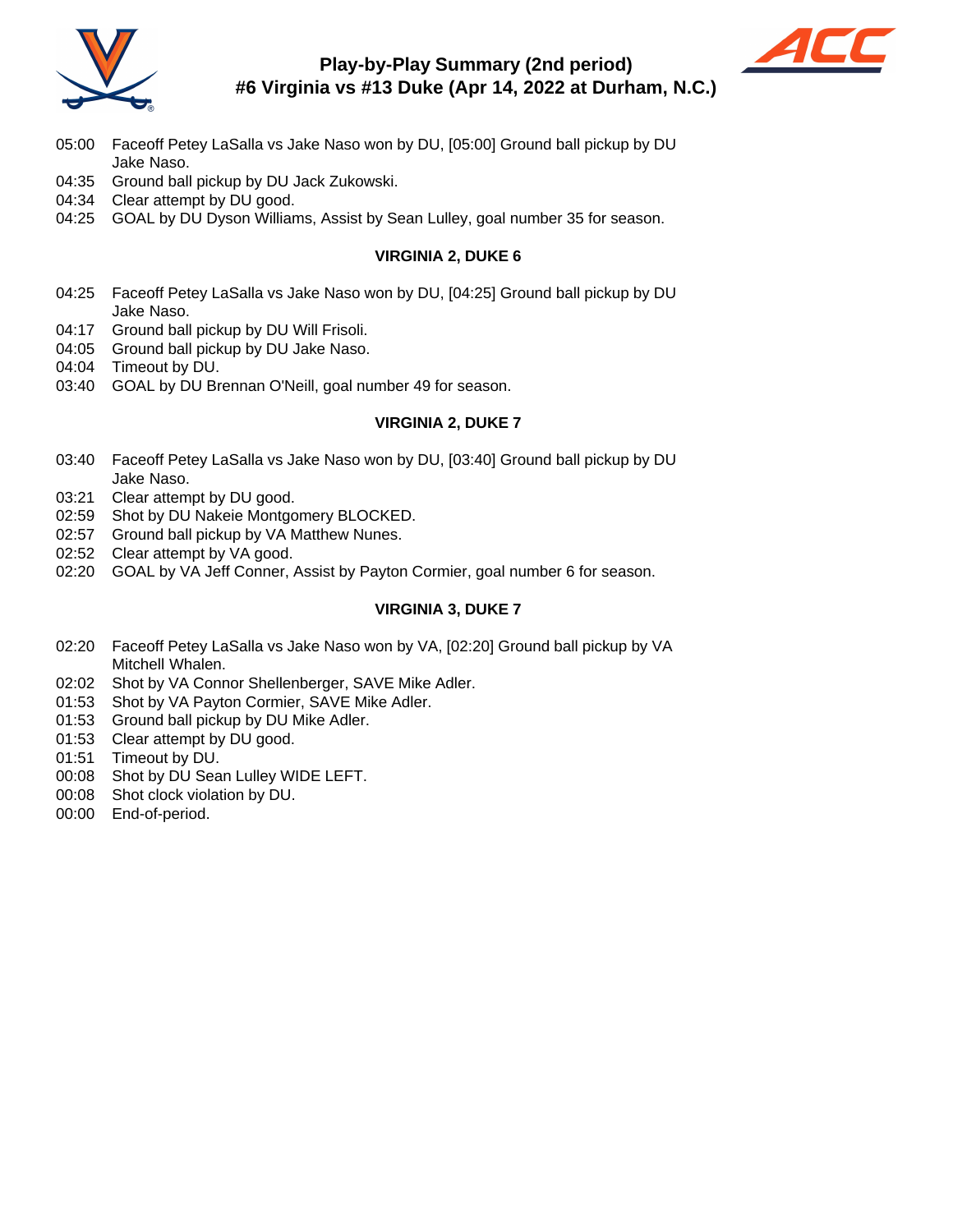# Play-by-Play Summary (2nd period)
## #6 Virginia vs #13 Duke (Apr 14, 2022 at Durham, N.C.)

05:00 Faceoff Petey LaSalla vs Jake Naso won by DU, [05:00] Ground ball pickup by DU Jake Naso.
04:35 Ground ball pickup by DU Jack Zukowski.
04:34 Clear attempt by DU good.
04:25 GOAL by DU Dyson Williams, Assist by Sean Lulley, goal number 35 for season.

**VIRGINIA 2, DUKE 6**

04:25 Faceoff Petey LaSalla vs Jake Naso won by DU, [04:25] Ground ball pickup by DU Jake Naso.
04:17 Ground ball pickup by DU Will Frisoli.
04:05 Ground ball pickup by DU Jake Naso.
04:04 Timeout by DU.
03:40 GOAL by DU Brennan O'Neill, goal number 49 for season.

**VIRGINIA 2, DUKE 7**

03:40 Faceoff Petey LaSalla vs Jake Naso won by DU, [03:40] Ground ball pickup by DU Jake Naso.
03:21 Clear attempt by DU good.
02:59 Shot by DU Nakeie Montgomery BLOCKED.
02:57 Ground ball pickup by VA Matthew Nunes.
02:52 Clear attempt by VA good.
02:20 GOAL by VA Jeff Conner, Assist by Payton Cormier, goal number 6 for season.

**VIRGINIA 3, DUKE 7**

02:20 Faceoff Petey LaSalla vs Jake Naso won by VA, [02:20] Ground ball pickup by VA Mitchell Whalen.
02:02 Shot by VA Connor Shellenberger, SAVE Mike Adler.
01:53 Shot by VA Payton Cormier, SAVE Mike Adler.
01:53 Ground ball pickup by DU Mike Adler.
01:53 Clear attempt by DU good.
01:51 Timeout by DU.
00:08 Shot by DU Sean Lulley WIDE LEFT.
00:08 Shot clock violation by DU.
00:00 End-of-period.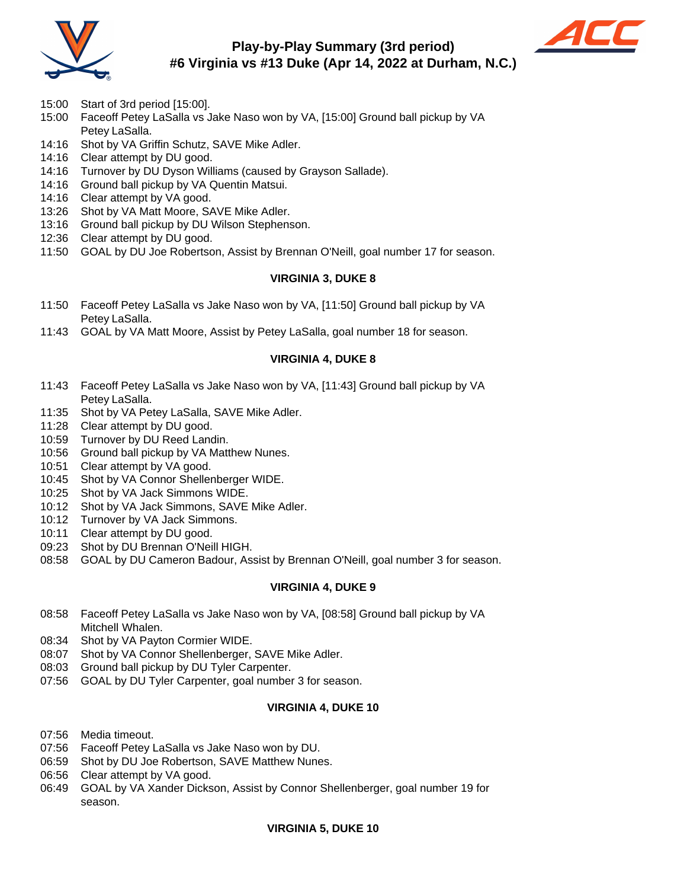# Play-by-Play Summary (3rd period)
## #6 Virginia vs #13 Duke (Apr 14, 2022 at Durham, N.C.)

- 15:00 Start of 3rd period [15:00].
- 15:00 Faceoff Petey LaSalla vs Jake Naso won by VA, [15:00] Ground ball pickup by VA Petey LaSalla.
- 14:16 Shot by VA Griffin Schutz, SAVE Mike Adler.
- 14:16 Clear attempt by DU good.
- 14:16 Turnover by DU Dyson Williams (caused by Grayson Sallade).
- 14:16 Ground ball pickup by VA Quentin Matsui.
- 14:16 Clear attempt by VA good.
- 13:26 Shot by VA Matt Moore, SAVE Mike Adler.
- 13:16 Ground ball pickup by DU Wilson Stephenson.
- 12:36 Clear attempt by DU good.
- 11:50 GOAL by DU Joe Robertson, Assist by Brennan O'Neill, goal number 17 for season.

**VIRGINIA 3, DUKE 8**

- 11:50 Faceoff Petey LaSalla vs Jake Naso won by VA, [11:50] Ground ball pickup by VA Petey LaSalla.
- 11:43 GOAL by VA Matt Moore, Assist by Petey LaSalla, goal number 18 for season.

**VIRGINIA 4, DUKE 8**

- 11:43 Faceoff Petey LaSalla vs Jake Naso won by VA, [11:43] Ground ball pickup by VA Petey LaSalla.
- 11:35 Shot by VA Petey LaSalla, SAVE Mike Adler.
- 11:28 Clear attempt by DU good.
- 10:59 Turnover by DU Reed Landin.
- 10:56 Ground ball pickup by VA Matthew Nunes.
- 10:51 Clear attempt by VA good.
- 10:45 Shot by VA Connor Shellenberger WIDE.
- 10:25 Shot by VA Jack Simmons WIDE.
- 10:12 Shot by VA Jack Simmons, SAVE Mike Adler.
- 10:12 Turnover by VA Jack Simmons.
- 10:11 Clear attempt by DU good.
- 09:23 Shot by DU Brennan O'Neill HIGH.
- 08:58 GOAL by DU Cameron Badour, Assist by Brennan O'Neill, goal number 3 for season.

**VIRGINIA 4, DUKE 9**

- 08:58 Faceoff Petey LaSalla vs Jake Naso won by VA, [08:58] Ground ball pickup by VA Mitchell Whalen.
- 08:34 Shot by VA Payton Cormier WIDE.
- 08:07 Shot by VA Connor Shellenberger, SAVE Mike Adler.
- 08:03 Ground ball pickup by DU Tyler Carpenter.
- 07:56 GOAL by DU Tyler Carpenter, goal number 3 for season.

**VIRGINIA 4, DUKE 10**

- 07:56 Media timeout.
- 07:56 Faceoff Petey LaSalla vs Jake Naso won by DU.
- 06:59 Shot by DU Joe Robertson, SAVE Matthew Nunes.
- 06:56 Clear attempt by VA good.
- 06:49 GOAL by VA Xander Dickson, Assist by Connor Shellenberger, goal number 19 for season.

**VIRGINIA 5, DUKE 10**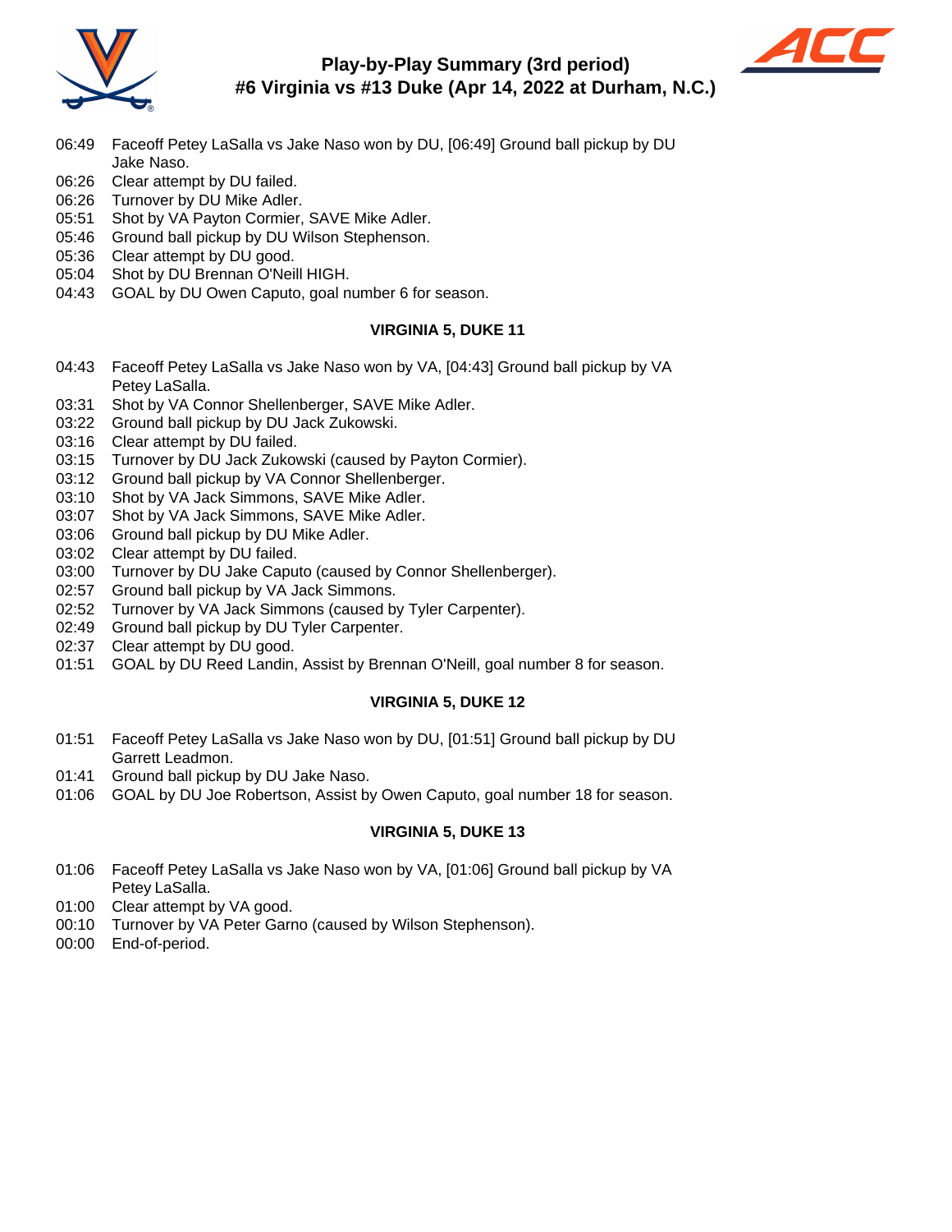# Play-by-Play Summary (3rd period)
## #6 Virginia vs #13 Duke (Apr 14, 2022 at Durham, N.C.)

06:49 Faceoff Petey LaSalla vs Jake Naso won by DU, [06:49] Ground ball pickup by DU Jake Naso.
06:26 Clear attempt by DU failed.
06:26 Turnover by DU Mike Adler.
05:51 Shot by VA Payton Cormier, SAVE Mike Adler.
05:46 Ground ball pickup by DU Wilson Stephenson.
05:36 Clear attempt by DU good.
05:04 Shot by DU Brennan O'Neill HIGH.
04:43 GOAL by DU Owen Caputo, goal number 6 for season.

**VIRGINIA 5, DUKE 11**

04:43 Faceoff Petey LaSalla vs Jake Naso won by VA, [04:43] Ground ball pickup by VA Petey LaSalla.
03:31 Shot by VA Connor Shellenberger, SAVE Mike Adler.
03:22 Ground ball pickup by DU Jack Zukowski.
03:16 Clear attempt by DU failed.
03:15 Turnover by DU Jack Zukowski (caused by Payton Cormier).
03:12 Ground ball pickup by VA Connor Shellenberger.
03:10 Shot by VA Jack Simmons, SAVE Mike Adler.
03:07 Shot by VA Jack Simmons, SAVE Mike Adler.
03:06 Ground ball pickup by DU Mike Adler.
03:02 Clear attempt by DU failed.
03:00 Turnover by DU Jake Caputo (caused by Connor Shellenberger).
02:57 Ground ball pickup by VA Jack Simmons.
02:52 Turnover by VA Jack Simmons (caused by Tyler Carpenter).
02:49 Ground ball pickup by DU Tyler Carpenter.
02:37 Clear attempt by DU good.
01:51 GOAL by DU Reed Landin, Assist by Brennan O'Neill, goal number 8 for season.

**VIRGINIA 5, DUKE 12**

01:51 Faceoff Petey LaSalla vs Jake Naso won by DU, [01:51] Ground ball pickup by DU Garrett Leadmon.
01:41 Ground ball pickup by DU Jake Naso.
01:06 GOAL by DU Joe Robertson, Assist by Owen Caputo, goal number 18 for season.

**VIRGINIA 5, DUKE 13**

01:06 Faceoff Petey LaSalla vs Jake Naso won by VA, [01:06] Ground ball pickup by VA Petey LaSalla.
01:00 Clear attempt by VA good.
00:10 Turnover by VA Peter Garno (caused by Wilson Stephenson).
00:00 End-of-period.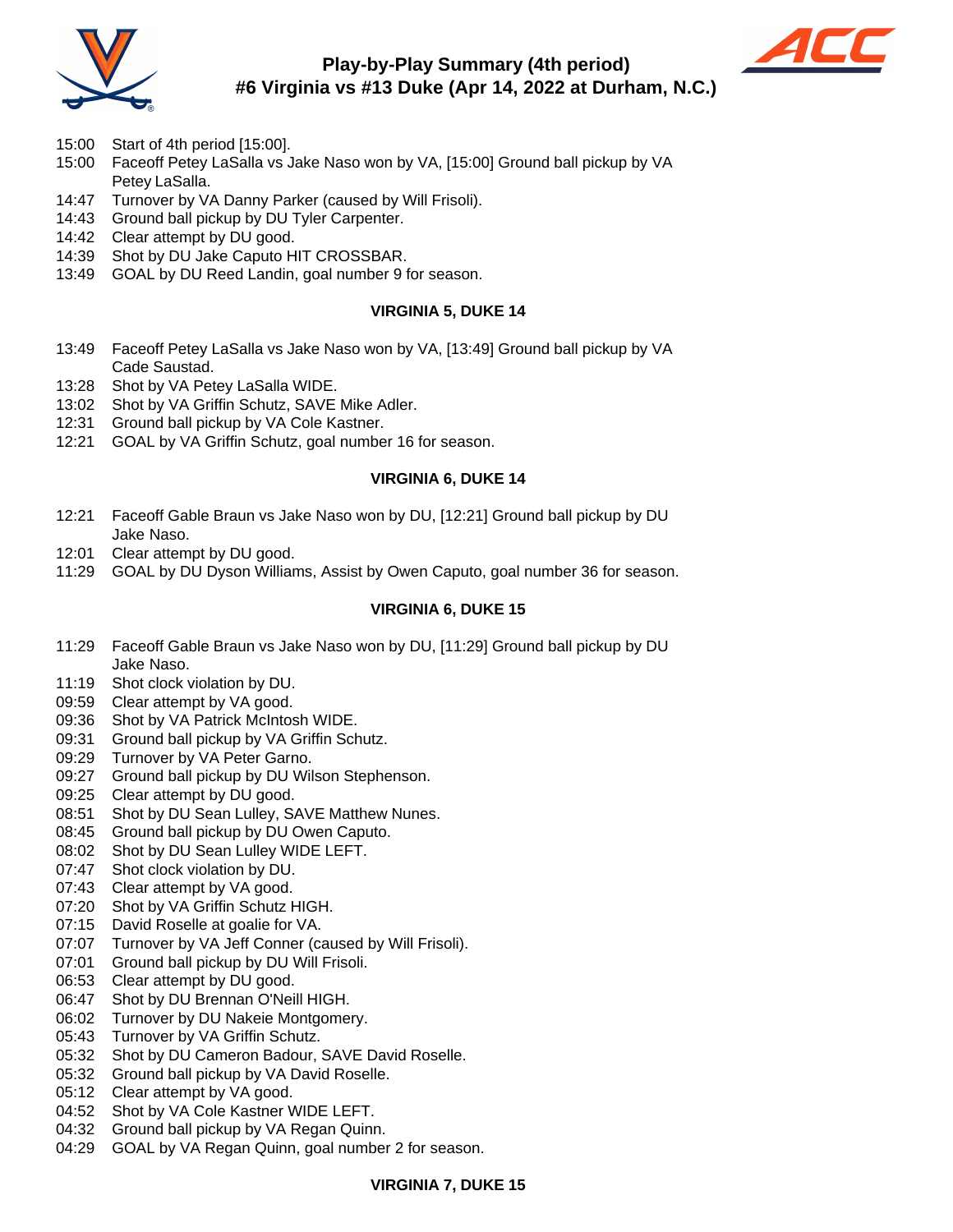# Play-by-Play Summary (4th period)
## #6 Virginia vs #13 Duke (Apr 14, 2022 at Durham, N.C.)

- 15:00 Start of 4th period [15:00].
- 15:00 Faceoff Petey LaSalla vs Jake Naso won by VA, [15:00] Ground ball pickup by VA Petey LaSalla.
- 14:47 Turnover by VA Danny Parker (caused by Will Frisoli).
- 14:43 Ground ball pickup by DU Tyler Carpenter.
- 14:42 Clear attempt by DU good.
- 14:39 Shot by DU Jake Caputo HIT CROSSBAR.
- 13:49 GOAL by DU Reed Landin, goal number 9 for season.

**VIRGINIA 5, DUKE 14**

- 13:49 Faceoff Petey LaSalla vs Jake Naso won by VA, [13:49] Ground ball pickup by VA Cade Saustad.
- 13:28 Shot by VA Petey LaSalla WIDE.
- 13:02 Shot by VA Griffin Schutz, SAVE Mike Adler.
- 12:31 Ground ball pickup by VA Cole Kastner.
- 12:21 GOAL by VA Griffin Schutz, goal number 16 for season.

**VIRGINIA 6, DUKE 14**

- 12:21 Faceoff Gable Braun vs Jake Naso won by DU, [12:21] Ground ball pickup by DU Jake Naso.
- 12:01 Clear attempt by DU good.
- 11:29 GOAL by DU Dyson Williams, Assist by Owen Caputo, goal number 36 for season.

**VIRGINIA 6, DUKE 15**

- 11:29 Faceoff Gable Braun vs Jake Naso won by DU, [11:29] Ground ball pickup by DU Jake Naso.
- 11:19 Shot clock violation by DU.
- 09:59 Clear attempt by VA good.
- 09:36 Shot by VA Patrick McIntosh WIDE.
- 09:31 Ground ball pickup by VA Griffin Schutz.
- 09:29 Turnover by VA Peter Garno.
- 09:27 Ground ball pickup by DU Wilson Stephenson.
- 09:25 Clear attempt by DU good.
- 08:51 Shot by DU Sean Lulley, SAVE Matthew Nunes.
- 08:45 Ground ball pickup by DU Owen Caputo.
- 08:02 Shot by DU Sean Lulley WIDE LEFT.
- 07:47 Shot clock violation by DU.
- 07:43 Clear attempt by VA good.
- 07:20 Shot by VA Griffin Schutz HIGH.
- 07:15 David Roselle at goalie for VA.
- 07:07 Turnover by VA Jeff Conner (caused by Will Frisoli).
- 07:01 Ground ball pickup by DU Will Frisoli.
- 06:53 Clear attempt by DU good.
- 06:47 Shot by DU Brennan O'Neill HIGH.
- 06:02 Turnover by DU Nakeie Montgomery.
- 05:43 Turnover by VA Griffin Schutz.
- 05:32 Shot by DU Cameron Badour, SAVE David Roselle.
- 05:32 Ground ball pickup by VA David Roselle.
- 05:12 Clear attempt by VA good.
- 04:52 Shot by VA Cole Kastner WIDE LEFT.
- 04:32 Ground ball pickup by VA Regan Quinn.
- 04:29 GOAL by VA Regan Quinn, goal number 2 for season.

**VIRGINIA 7, DUKE 15**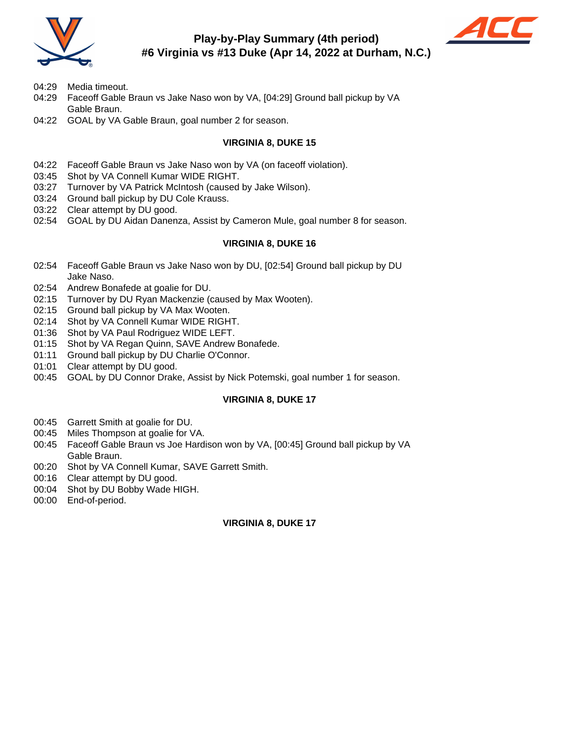# Play-by-Play Summary (4th period)
## #6 Virginia vs #13 Duke (Apr 14, 2022 at Durham, N.C.)

04:29 Media timeout.
04:29 Faceoff Gable Braun vs Jake Naso won by VA, [04:29] Ground ball pickup by VA Gable Braun.
04:22 GOAL by VA Gable Braun, goal number 2 for season.

**VIRGINIA 8, DUKE 15**

04:22 Faceoff Gable Braun vs Jake Naso won by VA (on faceoff violation).
03:45 Shot by VA Connell Kumar WIDE RIGHT.
03:27 Turnover by VA Patrick McIntosh (caused by Jake Wilson).
03:24 Ground ball pickup by DU Cole Krauss.
03:22 Clear attempt by DU good.
02:54 GOAL by DU Aidan Danenza, Assist by Cameron Mule, goal number 8 for season.

**VIRGINIA 8, DUKE 16**

02:54 Faceoff Gable Braun vs Jake Naso won by DU, [02:54] Ground ball pickup by DU Jake Naso.
02:54 Andrew Bonafede at goalie for DU.
02:15 Turnover by DU Ryan Mackenzie (caused by Max Wooten).
02:15 Ground ball pickup by VA Max Wooten.
02:14 Shot by VA Connell Kumar WIDE RIGHT.
01:36 Shot by VA Paul Rodriguez WIDE LEFT.
01:15 Shot by VA Regan Quinn, SAVE Andrew Bonafede.
01:11 Ground ball pickup by DU Charlie O'Connor.
01:01 Clear attempt by DU good.
00:45 GOAL by DU Connor Drake, Assist by Nick Potemski, goal number 1 for season.

**VIRGINIA 8, DUKE 17**

00:45 Garrett Smith at goalie for DU.
00:45 Miles Thompson at goalie for VA.
00:45 Faceoff Gable Braun vs Joe Hardison won by VA, [00:45] Ground ball pickup by VA Gable Braun.
00:20 Shot by VA Connell Kumar, SAVE Garrett Smith.
00:16 Clear attempt by DU good.
00:04 Shot by DU Bobby Wade HIGH.
00:00 End-of-period.

**VIRGINIA 8, DUKE 17**